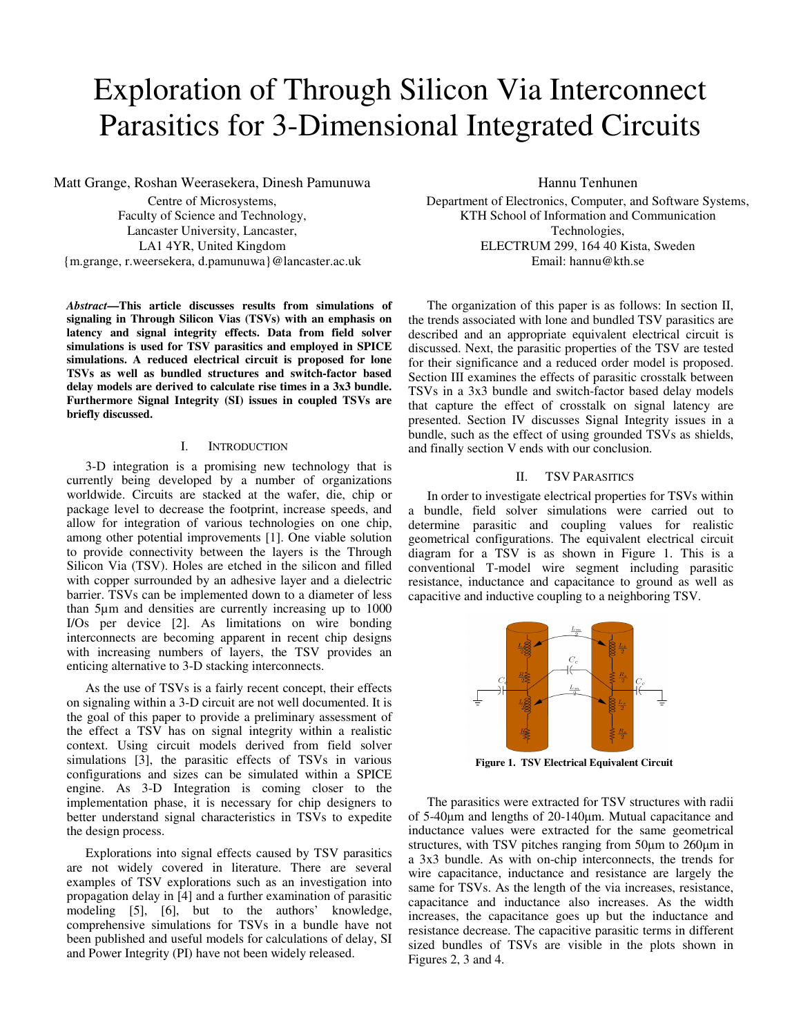# Exploration of Through Silicon Via Interconnect Parasitics for 3-Dimensional Integrated Circuits

Matt Grange, Roshan Weerasekera, Dinesh Pamunuwa
Centre of Microsystems,
Faculty of Science and Technology,
Lancaster University, Lancaster,
LA1 4YR, United Kingdom
{m.grange, r.weersekera, d.pamunuwa}@lancaster.ac.uk

Hannu Tenhunen
Department of Electronics, Computer, and Software Systems,
KTH School of Information and Communication Technologies,
ELECTRUM 299, 164 40 Kista, Sweden
Email: hannu@kth.se

***Abstract*—This article discusses results from simulations of signaling in Through Silicon Vias (TSVs) with an emphasis on latency and signal integrity effects. Data from field solver simulations is used for TSV parasitics and employed in SPICE simulations. A reduced electrical circuit is proposed for lone TSVs as well as bundled structures and switch-factor based delay models are derived to calculate rise times in a 3x3 bundle. Furthermore Signal Integrity (SI) issues in coupled TSVs are briefly discussed.**

## I. Introduction

3-D integration is a promising new technology that is currently being developed by a number of organizations worldwide. Circuits are stacked at the wafer, die, chip or package level to decrease the footprint, increase speeds, and allow for integration of various technologies on one chip, among other potential improvements [1]. One viable solution to provide connectivity between the layers is the Through Silicon Via (TSV). Holes are etched in the silicon and filled with copper surrounded by an adhesive layer and a dielectric barrier. TSVs can be implemented down to a diameter of less than 5µm and densities are currently increasing up to 1000 I/Os per device [2]. As limitations on wire bonding interconnects are becoming apparent in recent chip designs with increasing numbers of layers, the TSV provides an enticing alternative to 3-D stacking interconnects.

As the use of TSVs is a fairly recent concept, their effects on signaling within a 3-D circuit are not well documented. It is the goal of this paper to provide a preliminary assessment of the effect a TSV has on signal integrity within a realistic context. Using circuit models derived from field solver simulations [3], the parasitic effects of TSVs in various configurations and sizes can be simulated within a SPICE engine. As 3-D Integration is coming closer to the implementation phase, it is necessary for chip designers to better understand signal characteristics in TSVs to expedite the design process.

Explorations into signal effects caused by TSV parasitics are not widely covered in literature. There are several examples of TSV explorations such as an investigation into propagation delay in [4] and a further examination of parasitic modeling [5], [6], but to the authors' knowledge, comprehensive simulations for TSVs in a bundle have not been published and useful models for calculations of delay, SI and Power Integrity (PI) have not been widely released.

The organization of this paper is as follows: In section II, the trends associated with lone and bundled TSV parasitics are described and an appropriate equivalent electrical circuit is discussed. Next, the parasitic properties of the TSV are tested for their significance and a reduced order model is proposed. Section III examines the effects of parasitic crosstalk between TSVs in a 3x3 bundle and switch-factor based delay models that capture the effect of crosstalk on signal latency are presented. Section IV discusses Signal Integrity issues in a bundle, such as the effect of using grounded TSVs as shields, and finally section V ends with our conclusion.

## II. TSV Parasitics

In order to investigate electrical properties for TSVs within a bundle, field solver simulations were carried out to determine parasitic and coupling values for realistic geometrical configurations. The equivalent electrical circuit diagram for a TSV is as shown in Figure 1. This is a conventional T-model wire segment including parasitic resistance, inductance and capacitance to ground as well as capacitive and inductive coupling to a neighboring TSV.

**Figure 1. TSV Electrical Equivalent Circuit**

The parasitics were extracted for TSV structures with radii of 5-40µm and lengths of 20-140µm. Mutual capacitance and inductance values were extracted for the same geometrical structures, with TSV pitches ranging from 50µm to 260µm in a 3x3 bundle. As with on-chip interconnects, the trends for wire capacitance, inductance and resistance are largely the same for TSVs. As the length of the via increases, resistance, capacitance and inductance also increases. As the width increases, the capacitance goes up but the inductance and resistance decrease. The capacitive parasitic terms in different sized bundles of TSVs are visible in the plots shown in Figures 2, 3 and 4.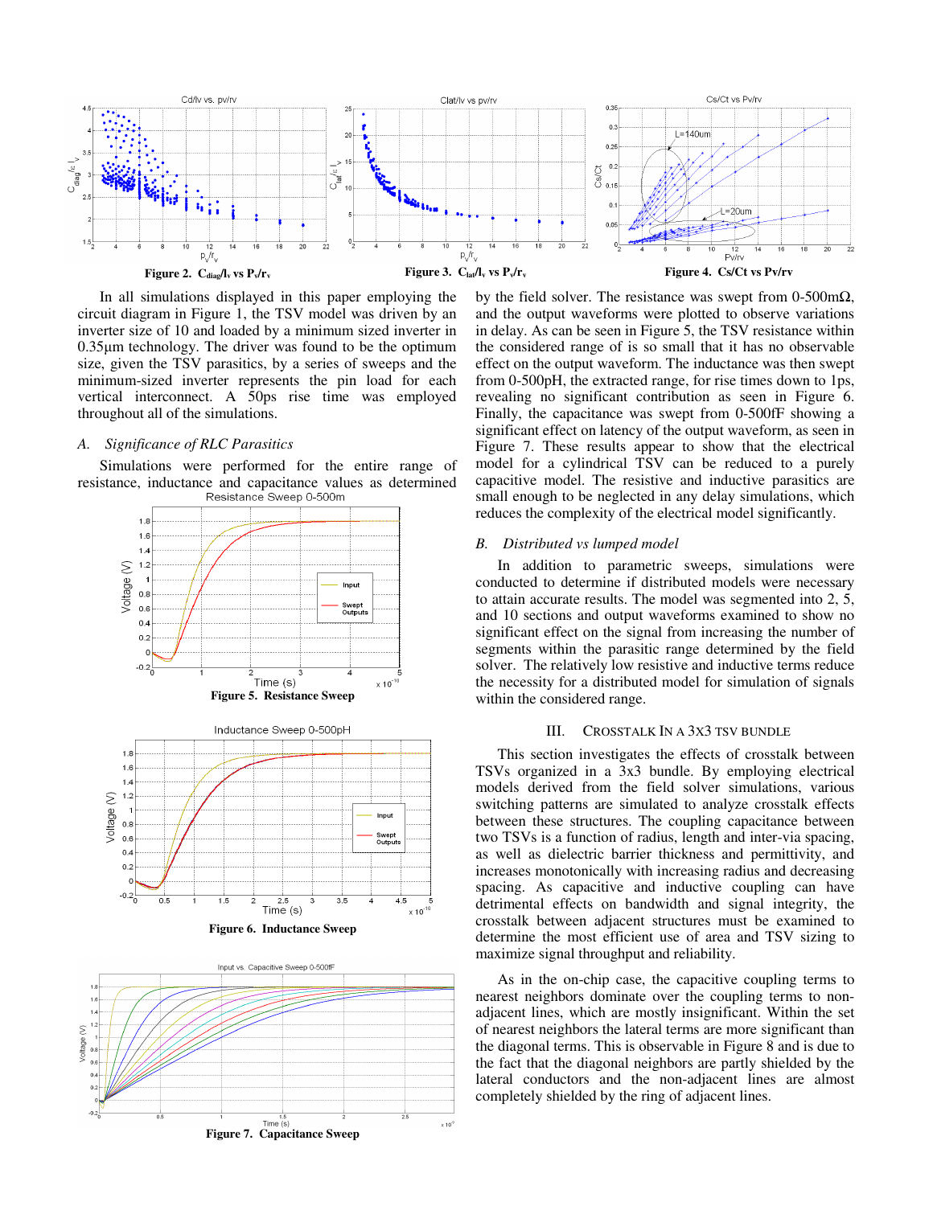Figure 2. $C_{diag}/l_v$ vs $P_v/r_v$

Figure 3. $C_{lat}/l_v$ vs $P_v/r_v$

Figure 4. Cs/Ct vs Pv/rv

In all simulations displayed in this paper employing the circuit diagram in Figure 1, the TSV model was driven by an inverter size of 10 and loaded by a minimum sized inverter in 0.35µm technology. The driver was found to be the optimum size, given the TSV parasitics, by a series of sweeps and the minimum-sized inverter represents the pin load for each vertical interconnect. A 50ps rise time was employed throughout all of the simulations.

### A. Significance of RLC Parasitics

Simulations were performed for the entire range of resistance, inductance and capacitance values as determined by the field solver. The resistance was swept from 0-500mΩ, and the output waveforms were plotted to observe variations in delay. As can be seen in Figure 5, the TSV resistance within the considered range of is so small that it has no observable effect on the output waveform. The inductance was then swept from 0-500pH, the extracted range, for rise times down to 1ps, revealing no significant contribution as seen in Figure 6. Finally, the capacitance was swept from 0-500fF showing a significant effect on latency of the output waveform, as seen in Figure 7. These results appear to show that the electrical model for a cylindrical TSV can be reduced to a purely capacitive model. The resistive and inductive parasitics are small enough to be neglected in any delay simulations, which reduces the complexity of the electrical model significantly.

Figure 5. Resistance Sweep

Figure 6. Inductance Sweep

Figure 7. Capacitance Sweep

### B. Distributed vs lumped model

In addition to parametric sweeps, simulations were conducted to determine if distributed models were necessary to attain accurate results. The model was segmented into 2, 5, and 10 sections and output waveforms examined to show no significant effect on the signal from increasing the number of segments within the parasitic range determined by the field solver. The relatively low resistive and inductive terms reduce the necessity for a distributed model for simulation of signals within the considered range.

## III. CROSSTALK IN A 3X3 TSV BUNDLE

This section investigates the effects of crosstalk between TSVs organized in a 3x3 bundle. By employing electrical models derived from the field solver simulations, various switching patterns are simulated to analyze crosstalk effects between these structures. The coupling capacitance between two TSVs is a function of radius, length and inter-via spacing, as well as dielectric barrier thickness and permittivity, and increases monotonically with increasing radius and decreasing spacing. As capacitive and inductive coupling can have detrimental effects on bandwidth and signal integrity, the crosstalk between adjacent structures must be examined to determine the most efficient use of area and TSV sizing to maximize signal throughput and reliability.

As in the on-chip case, the capacitive coupling terms to nearest neighbors dominate over the coupling terms to non-adjacent lines, which are mostly insignificant. Within the set of nearest neighbors the lateral terms are more significant than the diagonal terms. This is observable in Figure 8 and is due to the fact that the diagonal neighbors are partly shielded by the lateral conductors and the non-adjacent lines are almost completely shielded by the ring of adjacent lines.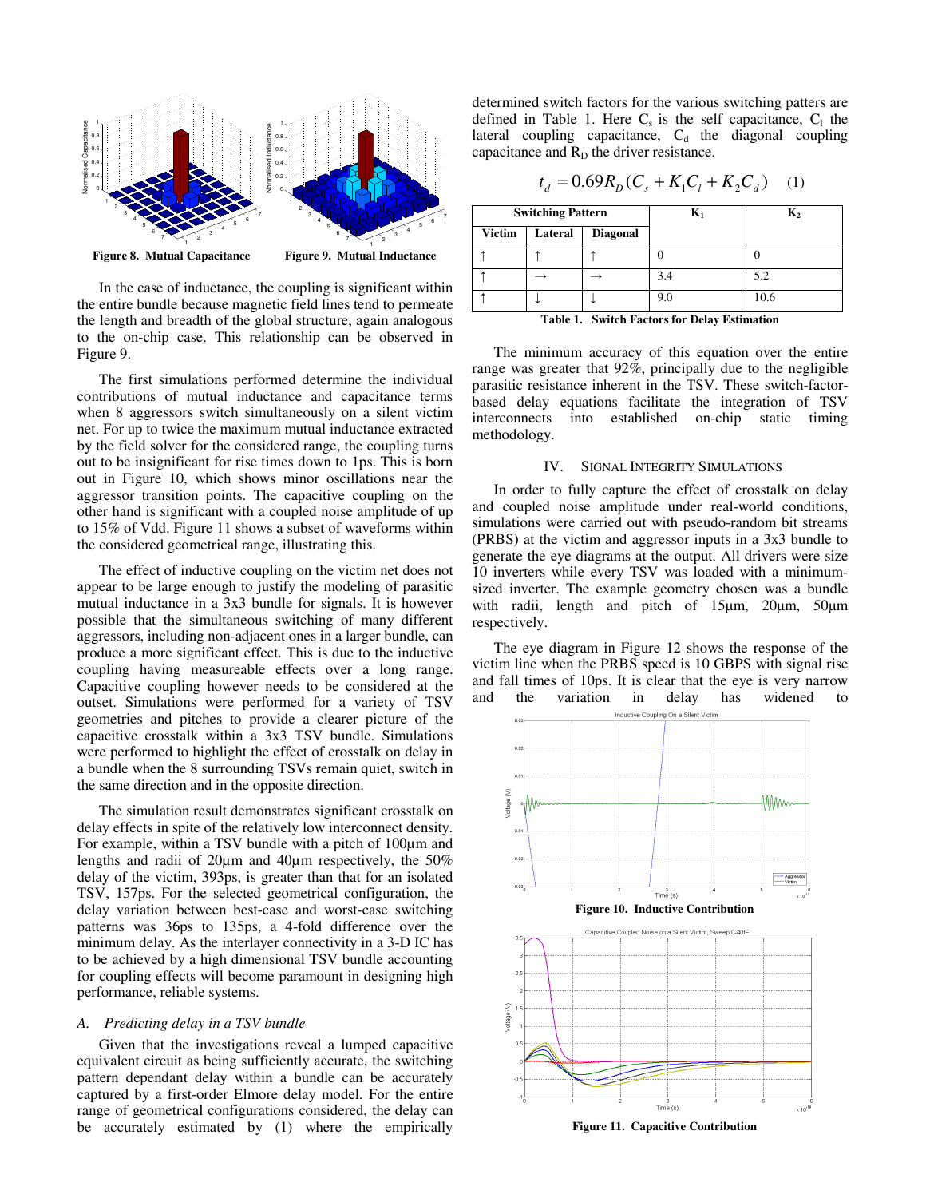Figure 8. Mutual Capacitance

Figure 9. Mutual Inductance

In the case of inductance, the coupling is significant within the entire bundle because magnetic field lines tend to permeate the length and breadth of the global structure, again analogous to the on-chip case. This relationship can be observed in Figure 9.

The first simulations performed determine the individual contributions of mutual inductance and capacitance terms when 8 aggressors switch simultaneously on a silent victim net. For up to twice the maximum mutual inductance extracted by the field solver for the considered range, the coupling turns out to be insignificant for rise times down to 1ps. This is born out in Figure 10, which shows minor oscillations near the aggressor transition points. The capacitive coupling on the other hand is significant with a coupled noise amplitude of up to 15% of Vdd. Figure 11 shows a subset of waveforms within the considered geometrical range, illustrating this.

The effect of inductive coupling on the victim net does not appear to be large enough to justify the modeling of parasitic mutual inductance in a 3x3 bundle for signals. It is however possible that the simultaneous switching of many different aggressors, including non-adjacent ones in a larger bundle, can produce a more significant effect. This is due to the inductive coupling having measureable effects over a long range. Capacitive coupling however needs to be considered at the outset. Simulations were performed for a variety of TSV geometries and pitches to provide a clearer picture of the capacitive crosstalk within a 3x3 TSV bundle. Simulations were performed to highlight the effect of crosstalk on delay in a bundle when the 8 surrounding TSVs remain quiet, switch in the same direction and in the opposite direction.

The simulation result demonstrates significant crosstalk on delay effects in spite of the relatively low interconnect density. For example, within a TSV bundle with a pitch of 100µm and lengths and radii of 20µm and 40µm respectively, the 50% delay of the victim, 393ps, is greater than that for an isolated TSV, 157ps. For the selected geometrical configuration, the delay variation between best-case and worst-case switching patterns was 36ps to 135ps, a 4-fold difference over the minimum delay. As the interlayer connectivity in a 3-D IC has to be achieved by a high dimensional TSV bundle accounting for coupling effects will become paramount in designing high performance, reliable systems.

### *A. Predicting delay in a TSV bundle*

Given that the investigations reveal a lumped capacitive equivalent circuit as being sufficiently accurate, the switching pattern dependant delay within a bundle can be accurately captured by a first-order Elmore delay model. For the entire range of geometrical configurations considered, the delay can be accurately estimated by (1) where the empirically determined switch factors for the various switching patters are defined in Table 1. Here $C_s$ is the self capacitance, $C_l$ the lateral coupling capacitance, $C_d$ the diagonal coupling capacitance and $R_D$ the driver resistance.

$$t_d = 0.69 R_D (C_s + K_1 C_l + K_2 C_d) \quad (1)$$

| Switching Pattern | | | $K_1$ | $K_2$ |
|---|---|---|---|---|
| Victim | Lateral | Diagonal | | |
| ↑ | ↑ | ↑ | 0 | 0 |
| ↑ | → | → | 3.4 | 5.2 |
| ↑ | ↓ | ↓ | 9.0 | 10.6 |

**Table 1. Switch Factors for Delay Estimation**

The minimum accuracy of this equation over the entire range was greater that 92%, principally due to the negligible parasitic resistance inherent in the TSV. These switch-factor-based delay equations facilitate the integration of TSV interconnects into established on-chip static timing methodology.

## IV. SIGNAL INTEGRITY SIMULATIONS

In order to fully capture the effect of crosstalk on delay and coupled noise amplitude under real-world conditions, simulations were carried out with pseudo-random bit streams (PRBS) at the victim and aggressor inputs in a 3x3 bundle to generate the eye diagrams at the output. All drivers were size 10 inverters while every TSV was loaded with a minimum-sized inverter. The example geometry chosen was a bundle with radii, length and pitch of 15µm, 20µm, 50µm respectively.

The eye diagram in Figure 12 shows the response of the victim line when the PRBS speed is 10 GBPS with signal rise and fall times of 10ps. It is clear that the eye is very narrow and the variation in delay has widened to

**Figure 10. Inductive Contribution**

**Figure 11. Capacitive Contribution**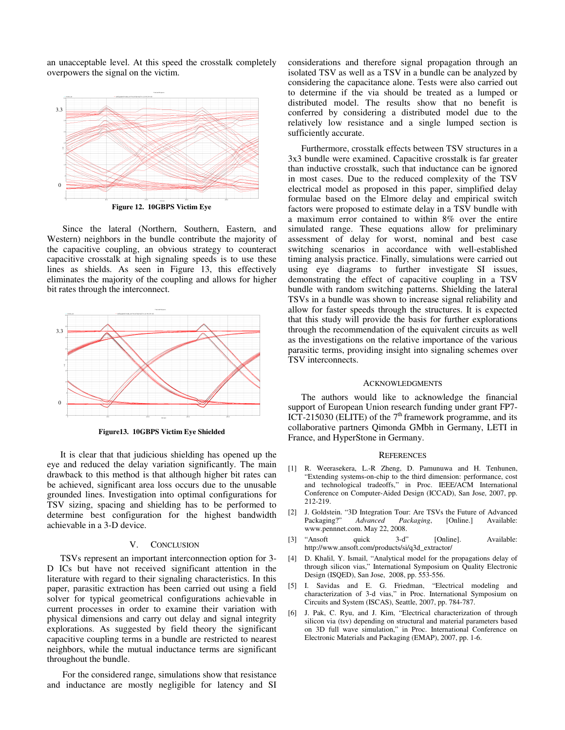an unacceptable level. At this speed the crosstalk completely overpowers the signal on the victim.

3.3

0

**Figure 12. 10GBPS Victim Eye**

Since the lateral (Northern, Southern, Eastern, and Western) neighbors in the bundle contribute the majority of the capacitive coupling, an obvious strategy to counteract capacitive crosstalk at high signaling speeds is to use these lines as shields. As seen in Figure 13, this effectively eliminates the majority of the coupling and allows for higher bit rates through the interconnect.

3.3

0

**Figure13. 10GBPS Victim Eye Shielded**

It is clear that that judicious shielding has opened up the eye and reduced the delay variation significantly. The main drawback to this method is that although higher bit rates can be achieved, significant area loss occurs due to the unusable grounded lines. Investigation into optimal configurations for TSV sizing, spacing and shielding has to be performed to determine best configuration for the highest bandwidth achievable in a 3-D device.

## V. CONCLUSION

TSVs represent an important interconnection option for 3-D ICs but have not received significant attention in the literature with regard to their signaling characteristics. In this paper, parasitic extraction has been carried out using a field solver for typical geometrical configurations achievable in current processes in order to examine their variation with physical dimensions and carry out delay and signal integrity explorations. As suggested by field theory the significant capacitive coupling terms in a bundle are restricted to nearest neighbors, while the mutual inductance terms are significant throughout the bundle.

For the considered range, simulations show that resistance and inductance are mostly negligible for latency and SI considerations and therefore signal propagation through an isolated TSV as well as a TSV in a bundle can be analyzed by considering the capacitance alone. Tests were also carried out to determine if the via should be treated as a lumped or distributed model. The results show that no benefit is conferred by considering a distributed model due to the relatively low resistance and a single lumped section is sufficiently accurate.

Furthermore, crosstalk effects between TSV structures in a 3x3 bundle were examined. Capacitive crosstalk is far greater than inductive crosstalk, such that inductance can be ignored in most cases. Due to the reduced complexity of the TSV electrical model as proposed in this paper, simplified delay formulae based on the Elmore delay and empirical switch factors were proposed to estimate delay in a TSV bundle with a maximum error contained to within 8% over the entire simulated range. These equations allow for preliminary assessment of delay for worst, nominal and best case switching scenarios in accordance with well-established timing analysis practice. Finally, simulations were carried out using eye diagrams to further investigate SI issues, demonstrating the effect of capacitive coupling in a TSV bundle with random switching patterns. Shielding the lateral TSVs in a bundle was shown to increase signal reliability and allow for faster speeds through the structures. It is expected that this study will provide the basis for further explorations through the recommendation of the equivalent circuits as well as the investigations on the relative importance of the various parasitic terms, providing insight into signaling schemes over TSV interconnects.

## ACKNOWLEDGMENTS

The authors would like to acknowledge the financial support of European Union research funding under grant FP7-ICT-215030 (ELITE) of the $7^{th}$ framework programme, and its collaborative partners Qimonda GMbh in Germany, LETI in France, and HyperStone in Germany.

## REFERENCES

[1] R. Weerasekera, L.-R Zheng, D. Pamunuwa and H. Tenhunen, "Extending systems-on-chip to the third dimension: performance, cost and technological tradeoffs," in Proc. IEEE/ACM International Conference on Computer-Aided Design (ICCAD), San Jose, 2007, pp. 212-219.

[2] J. Goldstein. "3D Integration Tour: Are TSVs the Future of Advanced Packaging?" *Advanced Packaging*, [Online.] Available: www.pennnet.com. May 22, 2008.

[3] "Ansoft quick 3-d" [Online]. Available: http://www.ansoft.com/products/si/q3d_extractor/

[4] D. Khalil, Y. Ismail, "Analytical model for the propagations delay of through silicon vias," International Symposium on Quality Electronic Design (ISQED), San Jose, 2008, pp. 553-556.

[5] I. Savidas and E. G. Friedman, "Electrical modeling and characterization of 3-d vias," in Proc. International Symposium on Circuits and System (ISCAS), Seattle, 2007, pp. 784-787.

[6] J. Pak, C. Ryu, and J. Kim, "Electrical characterization of through silicon via (tsv) depending on structural and material parameters based on 3D full wave simulation," in Proc. International Conference on Electronic Materials and Packaging (EMAP), 2007, pp. 1-6.